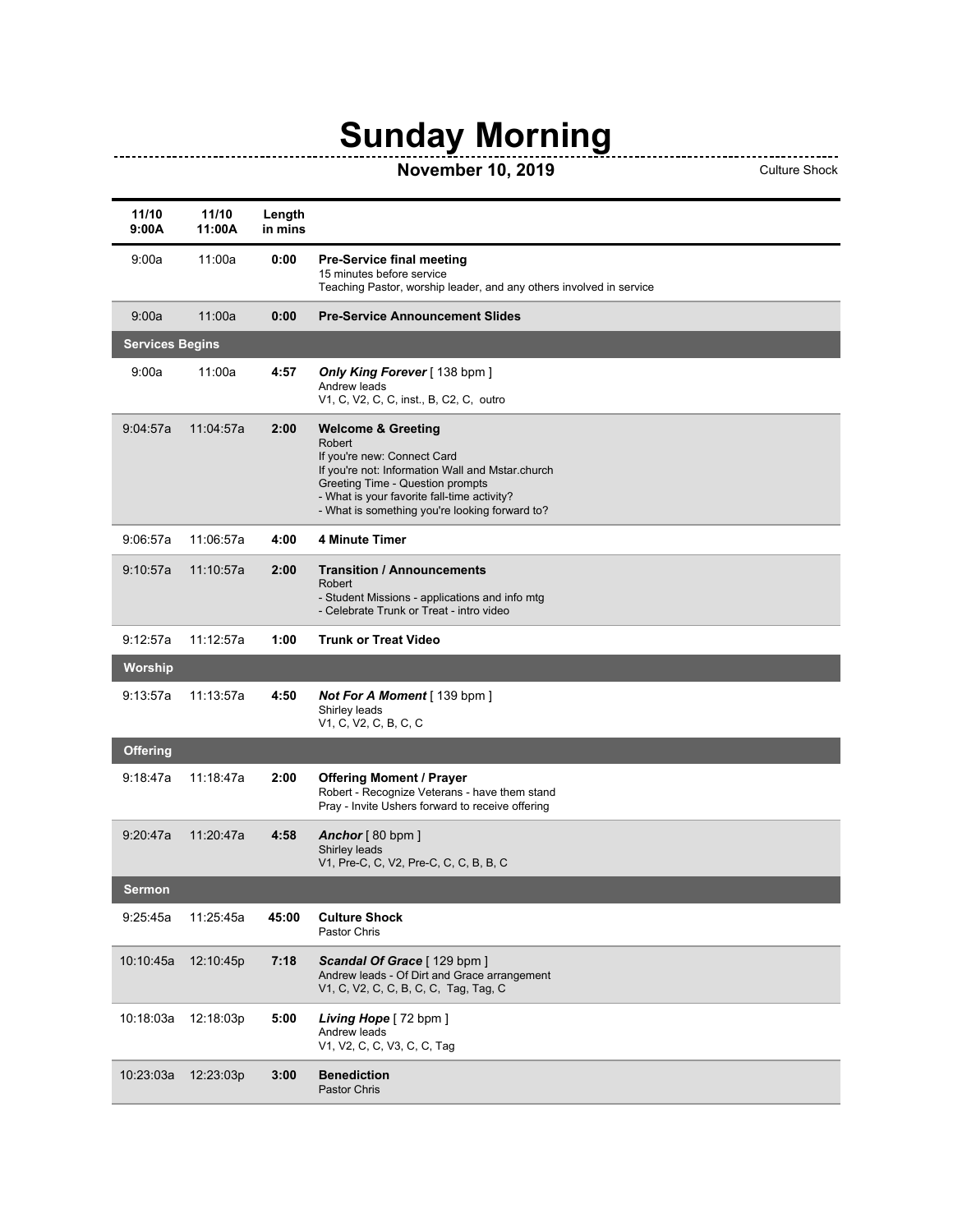# Sunday Morning

**November 10, 2019** Culture Shock

| 11/10 9:00A | 11/10 11:00A | Length in mins | |
|---|---|---|---|
| 9:00a | 11:00a | **0:00** | **Pre-Service final meeting**<br>15 minutes before service<br>Teaching Pastor, worship leader, and any others involved in service |
| 9:00a | 11:00a | **0:00** | **Pre-Service Announcement Slides** |
| **Services Begins** | | | |
| 9:00a | 11:00a | **4:57** | ***Only King Forever*** [ 138 bpm ]<br>Andrew leads<br>V1, C, V2, C, C, inst., B, C2, C, outro |
| 9:04:57a | 11:04:57a | **2:00** | **Welcome & Greeting**<br>Robert<br>If you're new: Connect Card<br>If you're not: Information Wall and Mstar.church<br>Greeting Time - Question prompts<br>- What is your favorite fall-time activity?<br>- What is something you're looking forward to? |
| 9:06:57a | 11:06:57a | **4:00** | **4 Minute Timer** |
| 9:10:57a | 11:10:57a | **2:00** | **Transition / Announcements**<br>Robert<br>- Student Missions - applications and info mtg<br>- Celebrate Trunk or Treat - intro video |
| 9:12:57a | 11:12:57a | **1:00** | **Trunk or Treat Video** |
| **Worship** | | | |
| 9:13:57a | 11:13:57a | **4:50** | ***Not For A Moment*** [ 139 bpm ]<br>Shirley leads<br>V1, C, V2, C, B, C, C |
| **Offering** | | | |
| 9:18:47a | 11:18:47a | **2:00** | **Offering Moment / Prayer**<br>Robert - Recognize Veterans - have them stand<br>Pray - Invite Ushers forward to receive offering |
| 9:20:47a | 11:20:47a | **4:58** | ***Anchor*** [ 80 bpm ]<br>Shirley leads<br>V1, Pre-C, C, V2, Pre-C, C, C, B, B, C |
| **Sermon** | | | |
| 9:25:45a | 11:25:45a | **45:00** | **Culture Shock**<br>Pastor Chris |
| 10:10:45a | 12:10:45p | **7:18** | ***Scandal Of Grace*** [ 129 bpm ]<br>Andrew leads - Of Dirt and Grace arrangement<br>V1, C, V2, C, C, B, C, C, Tag, Tag, C |
| 10:18:03a | 12:18:03p | **5:00** | ***Living Hope*** [ 72 bpm ]<br>Andrew leads<br>V1, V2, C, C, V3, C, C, Tag |
| 10:23:03a | 12:23:03p | **3:00** | **Benediction**<br>Pastor Chris |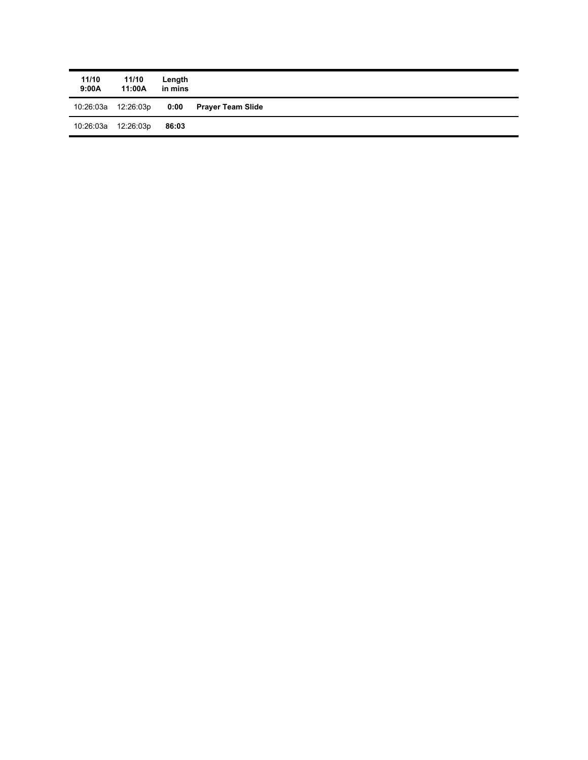| 11/10 9:00A | 11/10 11:00A | Length in mins | |
|---|---|---|---|
| 10:26:03a | 12:26:03p | **0:00** | **Prayer Team Slide** |
| 10:26:03a | 12:26:03p | **86:03** | |